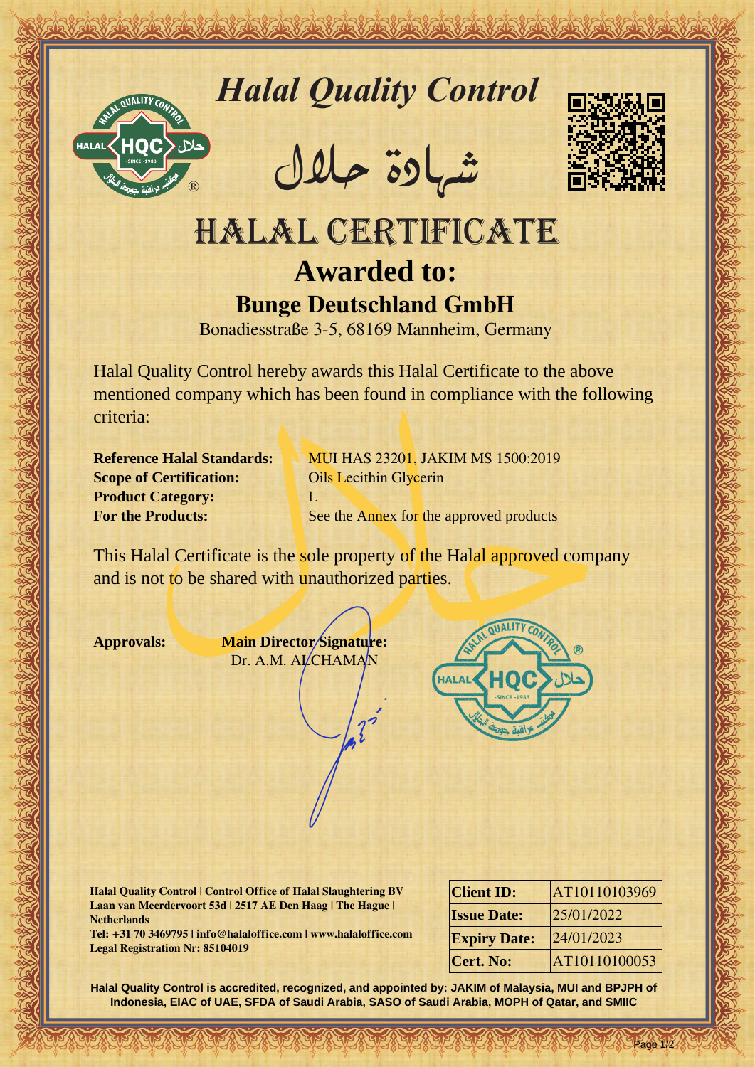# Halal Quality Control

# شهادة حلال

# HALAL CERTIFICATE

## Awarded to:

## Bunge Deutschland GmbH

Bonadiesstraße 3-5, 68169 Mannheim, Germany

Halal Quality Control hereby awards this Halal Certificate to the above mentioned company which has been found in compliance with the following criteria:

**Reference Halal Standards:** MUI HAS 23201, JAKIM MS 1500:2019
**Scope of Certification:** Oils Lecithin Glycerin
**Product Category:** L
**For the Products:** See the Annex for the approved products

This Halal Certificate is the sole property of the Halal approved company and is not to be shared with unauthorized parties.

**Approvals:** **Main Director Signature:**
Dr. A.M. ALCHAMAN

**Halal Quality Control | Control Office of Halal Slaughtering BV**
**Laan van Meerdervoort 53d | 2517 AE Den Haag | The Hague | Netherlands**
**Tel: +31 70 3469795 | info@halaloffice.com | www.halaloffice.com**
**Legal Registration Nr: 85104019**

| | |
|---|---|
| **Client ID:** | AT10110103969 |
| **Issue Date:** | 25/01/2022 |
| **Expiry Date:** | 24/01/2023 |
| **Cert. No:** | AT10110100053 |

**Halal Quality Control is accredited, recognized, and appointed by: JAKIM of Malaysia, MUI and BPJPH of Indonesia, EIAC of UAE, SFDA of Saudi Arabia, SASO of Saudi Arabia, MOPH of Qatar, and SMIIC**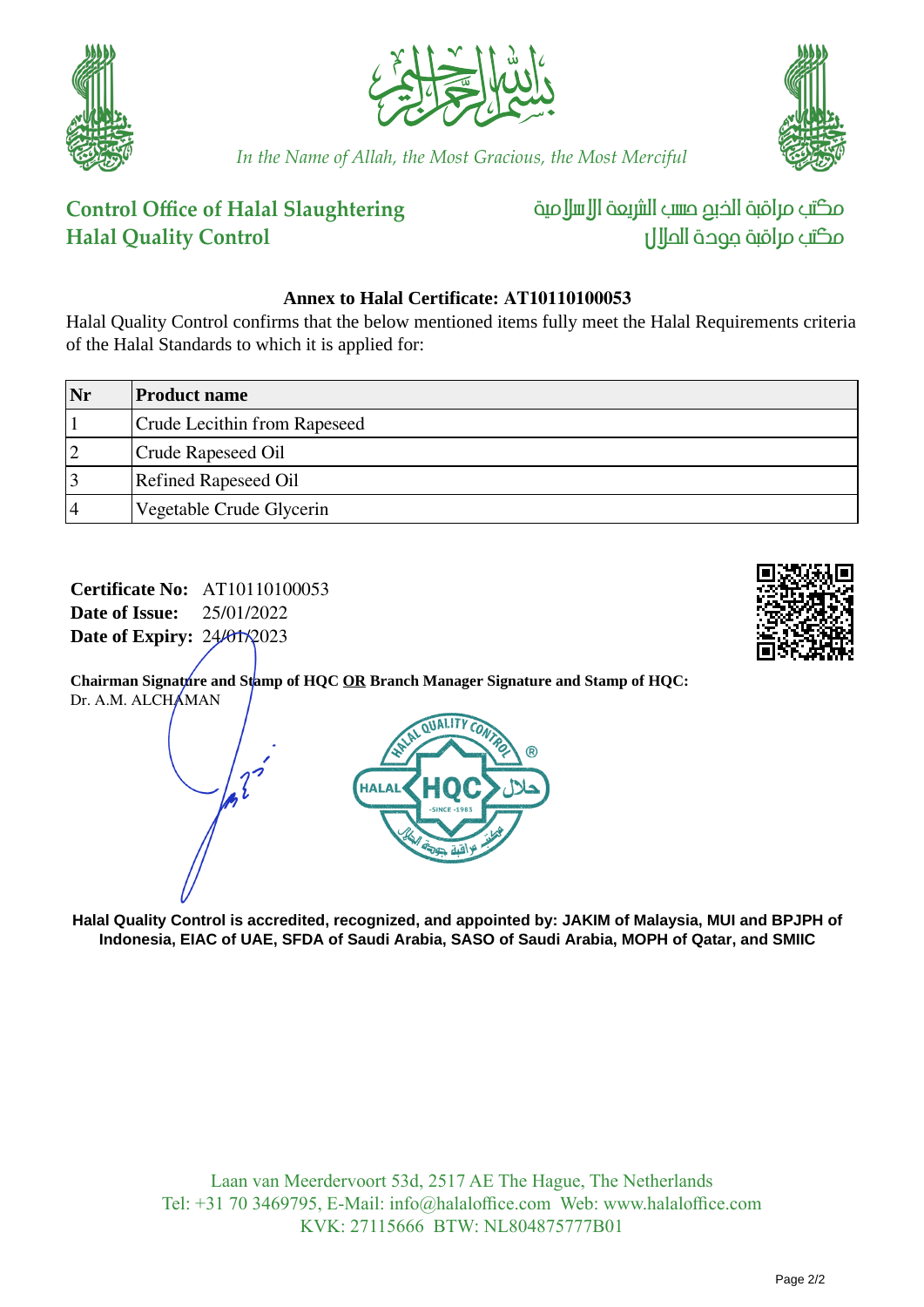In the Name of Allah, the Most Gracious, the Most Merciful

## Control Office of Halal Slaughtering
## Halal Quality Control

مكتب مراقبة الذبح حسب الشريعة الإسلامية
مكتب مراقبة جودة الحلال

### Annex to Halal Certificate: AT10110100053

Halal Quality Control confirms that the below mentioned items fully meet the Halal Requirements criteria of the Halal Standards to which it is applied for:

| Nr | Product name |
|---|---|
| 1 | Crude Lecithin from Rapeseed |
| 2 | Crude Rapeseed Oil |
| 3 | Refined Rapeseed Oil |
| 4 | Vegetable Crude Glycerin |

**Certificate No:** AT10110100053
**Date of Issue:** 25/01/2022
**Date of Expiry:** 24/01/2023

**Chairman Signature and Stamp of HQC OR Branch Manager Signature and Stamp of HQC:**
Dr. A.M. ALCHAMAN

**Halal Quality Control is accredited, recognized, and appointed by: JAKIM of Malaysia, MUI and BPJPH of Indonesia, EIAC of UAE, SFDA of Saudi Arabia, SASO of Saudi Arabia, MOPH of Qatar, and SMIIC**

Laan van Meerdervoort 53d, 2517 AE The Hague, The Netherlands
Tel: +31 70 3469795, E-Mail: info@halaloffice.com Web: www.halaloffice.com
KVK: 27115666 BTW: NL804875777B01